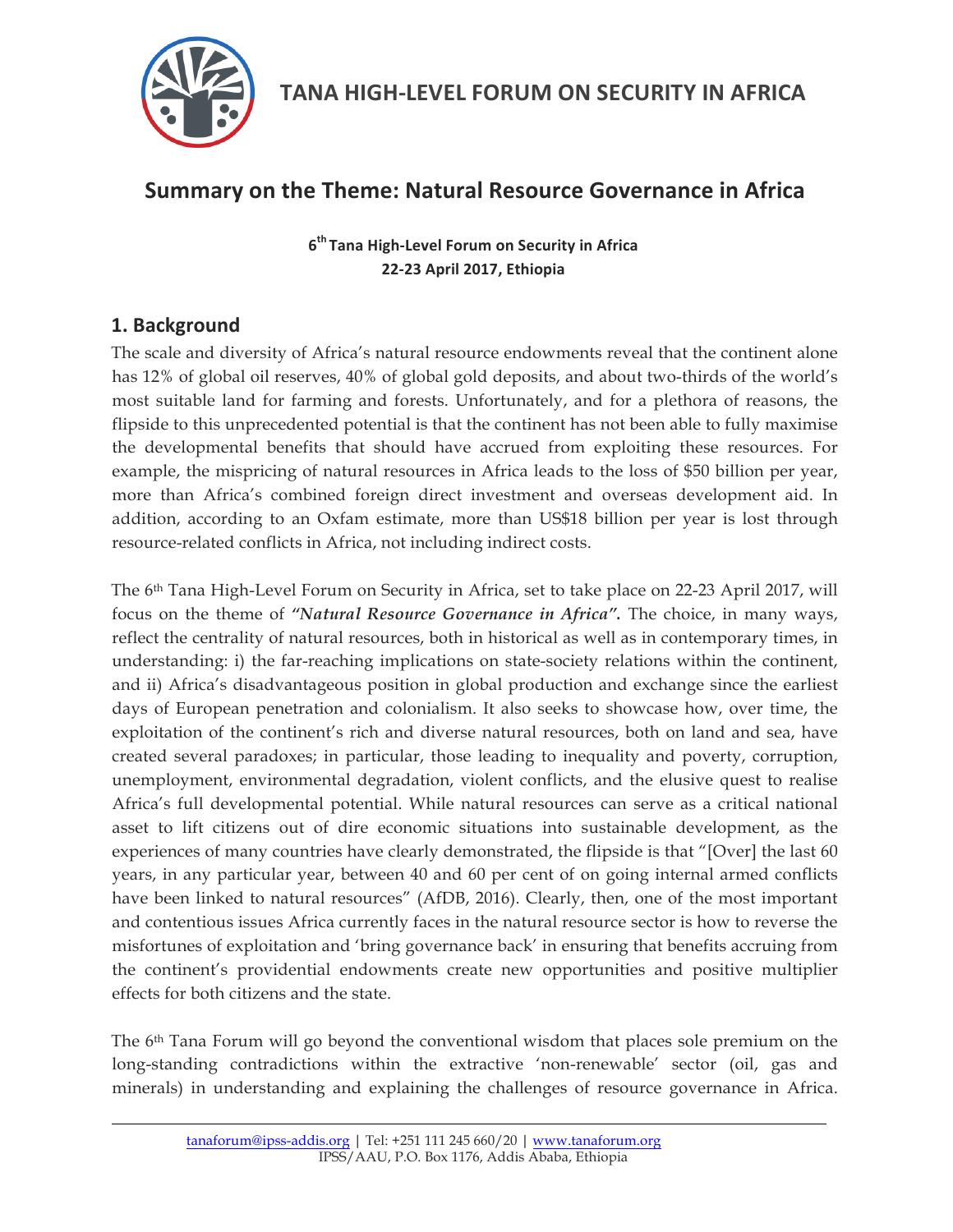# TANA HIGH-LEVEL FORUM ON SECURITY IN AFRICA

## Summary on the Theme: Natural Resource Governance in Africa

**6th Tana High-Level Forum on Security in Africa**
**22-23 April 2017, Ethiopia**

## 1. Background

The scale and diversity of Africa's natural resource endowments reveal that the continent alone has 12% of global oil reserves, 40% of global gold deposits, and about two-thirds of the world's most suitable land for farming and forests. Unfortunately, and for a plethora of reasons, the flipside to this unprecedented potential is that the continent has not been able to fully maximise the developmental benefits that should have accrued from exploiting these resources. For example, the mispricing of natural resources in Africa leads to the loss of $50 billion per year, more than Africa's combined foreign direct investment and overseas development aid. In addition, according to an Oxfam estimate, more than US$18 billion per year is lost through resource-related conflicts in Africa, not including indirect costs.

The 6th Tana High-Level Forum on Security in Africa, set to take place on 22-23 April 2017, will focus on the theme of ***"Natural Resource Governance in Africa"***. The choice, in many ways, reflect the centrality of natural resources, both in historical as well as in contemporary times, in understanding: i) the far-reaching implications on state-society relations within the continent, and ii) Africa's disadvantageous position in global production and exchange since the earliest days of European penetration and colonialism. It also seeks to showcase how, over time, the exploitation of the continent's rich and diverse natural resources, both on land and sea, have created several paradoxes; in particular, those leading to inequality and poverty, corruption, unemployment, environmental degradation, violent conflicts, and the elusive quest to realise Africa's full developmental potential. While natural resources can serve as a critical national asset to lift citizens out of dire economic situations into sustainable development, as the experiences of many countries have clearly demonstrated, the flipside is that "[Over] the last 60 years, in any particular year, between 40 and 60 per cent of on going internal armed conflicts have been linked to natural resources" (AfDB, 2016). Clearly, then, one of the most important and contentious issues Africa currently faces in the natural resource sector is how to reverse the misfortunes of exploitation and 'bring governance back' in ensuring that benefits accruing from the continent's providential endowments create new opportunities and positive multiplier effects for both citizens and the state.

The 6th Tana Forum will go beyond the conventional wisdom that places sole premium on the long-standing contradictions within the extractive 'non-renewable' sector (oil, gas and minerals) in understanding and explaining the challenges of resource governance in Africa.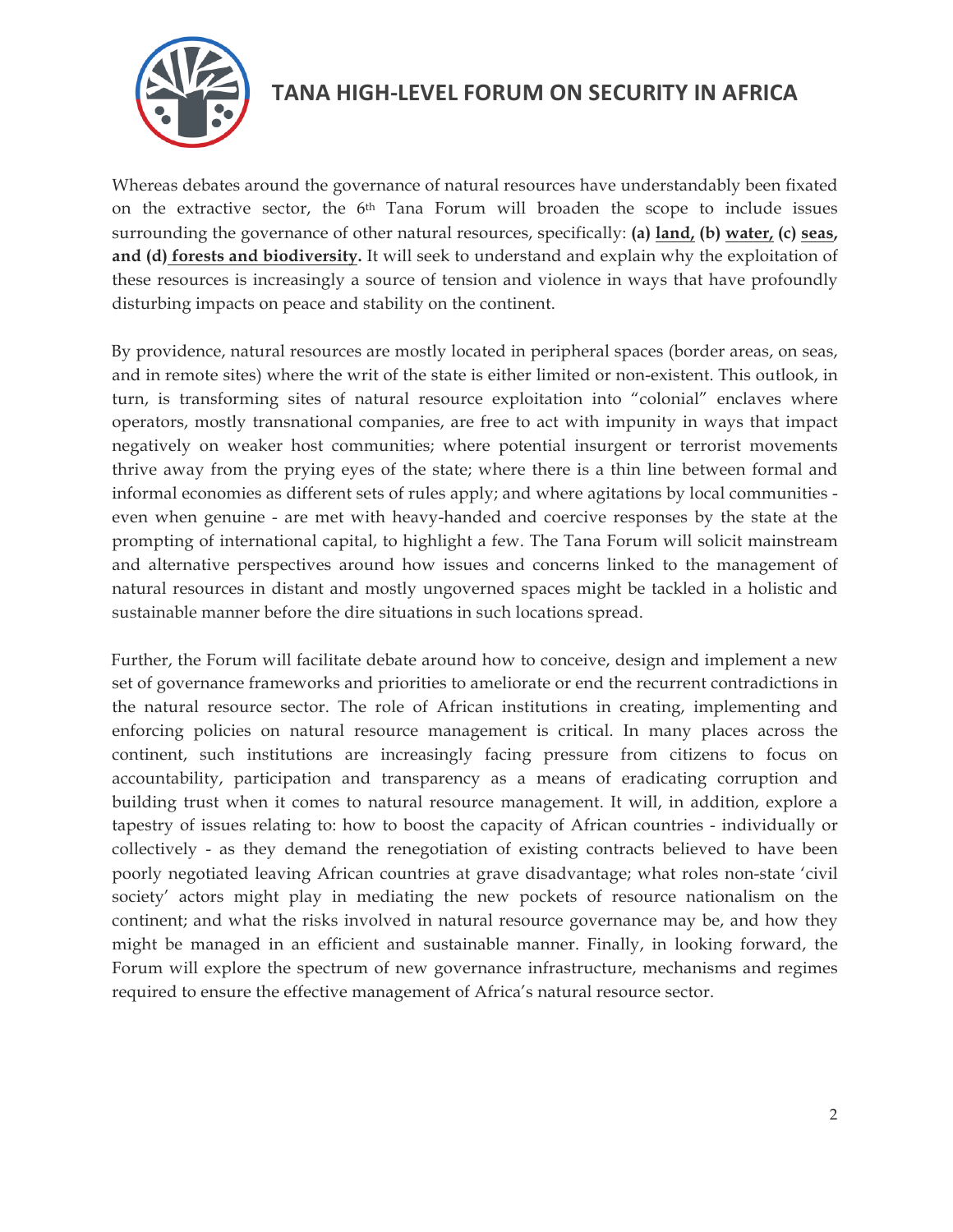Whereas debates around the governance of natural resources have understandably been fixated on the extractive sector, the 6th Tana Forum will broaden the scope to include issues surrounding the governance of other natural resources, specifically: **(a) land, (b) water, (c) seas, and (d) forests and biodiversity.** It will seek to understand and explain why the exploitation of these resources is increasingly a source of tension and violence in ways that have profoundly disturbing impacts on peace and stability on the continent.

By providence, natural resources are mostly located in peripheral spaces (border areas, on seas, and in remote sites) where the writ of the state is either limited or non-existent. This outlook, in turn, is transforming sites of natural resource exploitation into "colonial" enclaves where operators, mostly transnational companies, are free to act with impunity in ways that impact negatively on weaker host communities; where potential insurgent or terrorist movements thrive away from the prying eyes of the state; where there is a thin line between formal and informal economies as different sets of rules apply; and where agitations by local communities - even when genuine - are met with heavy-handed and coercive responses by the state at the prompting of international capital, to highlight a few. The Tana Forum will solicit mainstream and alternative perspectives around how issues and concerns linked to the management of natural resources in distant and mostly ungoverned spaces might be tackled in a holistic and sustainable manner before the dire situations in such locations spread.

Further, the Forum will facilitate debate around how to conceive, design and implement a new set of governance frameworks and priorities to ameliorate or end the recurrent contradictions in the natural resource sector. The role of African institutions in creating, implementing and enforcing policies on natural resource management is critical. In many places across the continent, such institutions are increasingly facing pressure from citizens to focus on accountability, participation and transparency as a means of eradicating corruption and building trust when it comes to natural resource management. It will, in addition, explore a tapestry of issues relating to: how to boost the capacity of African countries - individually or collectively - as they demand the renegotiation of existing contracts believed to have been poorly negotiated leaving African countries at grave disadvantage; what roles non-state 'civil society' actors might play in mediating the new pockets of resource nationalism on the continent; and what the risks involved in natural resource governance may be, and how they might be managed in an efficient and sustainable manner. Finally, in looking forward, the Forum will explore the spectrum of new governance infrastructure, mechanisms and regimes required to ensure the effective management of Africa's natural resource sector.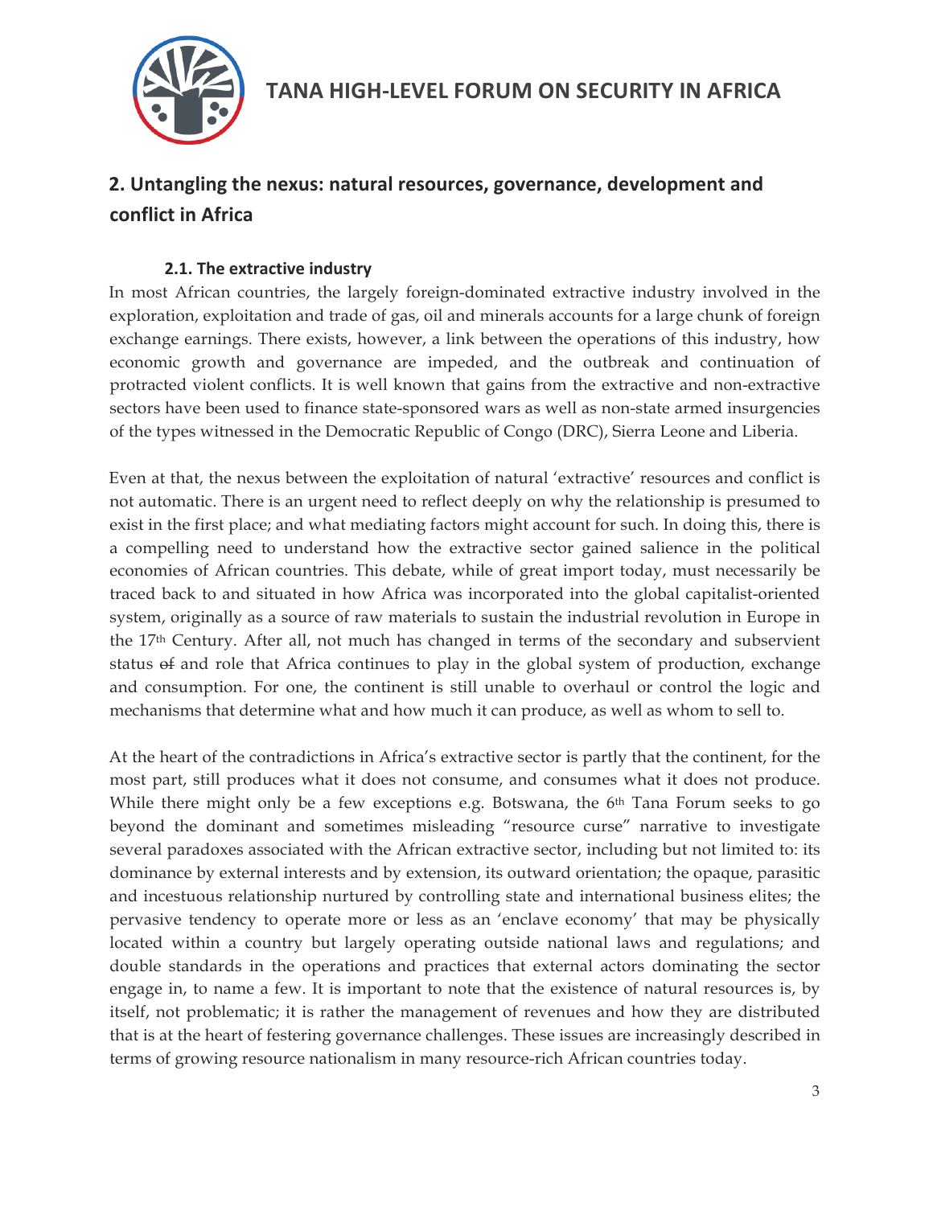## 2. Untangling the nexus: natural resources, governance, development and conflict in Africa

### 2.1. The extractive industry

In most African countries, the largely foreign-dominated extractive industry involved in the exploration, exploitation and trade of gas, oil and minerals accounts for a large chunk of foreign exchange earnings. There exists, however, a link between the operations of this industry, how economic growth and governance are impeded, and the outbreak and continuation of protracted violent conflicts. It is well known that gains from the extractive and non-extractive sectors have been used to finance state-sponsored wars as well as non-state armed insurgencies of the types witnessed in the Democratic Republic of Congo (DRC), Sierra Leone and Liberia.

Even at that, the nexus between the exploitation of natural 'extractive' resources and conflict is not automatic. There is an urgent need to reflect deeply on why the relationship is presumed to exist in the first place; and what mediating factors might account for such. In doing this, there is a compelling need to understand how the extractive sector gained salience in the political economies of African countries. This debate, while of great import today, must necessarily be traced back to and situated in how Africa was incorporated into the global capitalist-oriented system, originally as a source of raw materials to sustain the industrial revolution in Europe in the 17th Century. After all, not much has changed in terms of the secondary and subservient status ~~of~~ and role that Africa continues to play in the global system of production, exchange and consumption. For one, the continent is still unable to overhaul or control the logic and mechanisms that determine what and how much it can produce, as well as whom to sell to.

At the heart of the contradictions in Africa's extractive sector is partly that the continent, for the most part, still produces what it does not consume, and consumes what it does not produce. While there might only be a few exceptions e.g. Botswana, the 6th Tana Forum seeks to go beyond the dominant and sometimes misleading "resource curse" narrative to investigate several paradoxes associated with the African extractive sector, including but not limited to: its dominance by external interests and by extension, its outward orientation; the opaque, parasitic and incestuous relationship nurtured by controlling state and international business elites; the pervasive tendency to operate more or less as an 'enclave economy' that may be physically located within a country but largely operating outside national laws and regulations; and double standards in the operations and practices that external actors dominating the sector engage in, to name a few. It is important to note that the existence of natural resources is, by itself, not problematic; it is rather the management of revenues and how they are distributed that is at the heart of festering governance challenges. These issues are increasingly described in terms of growing resource nationalism in many resource-rich African countries today.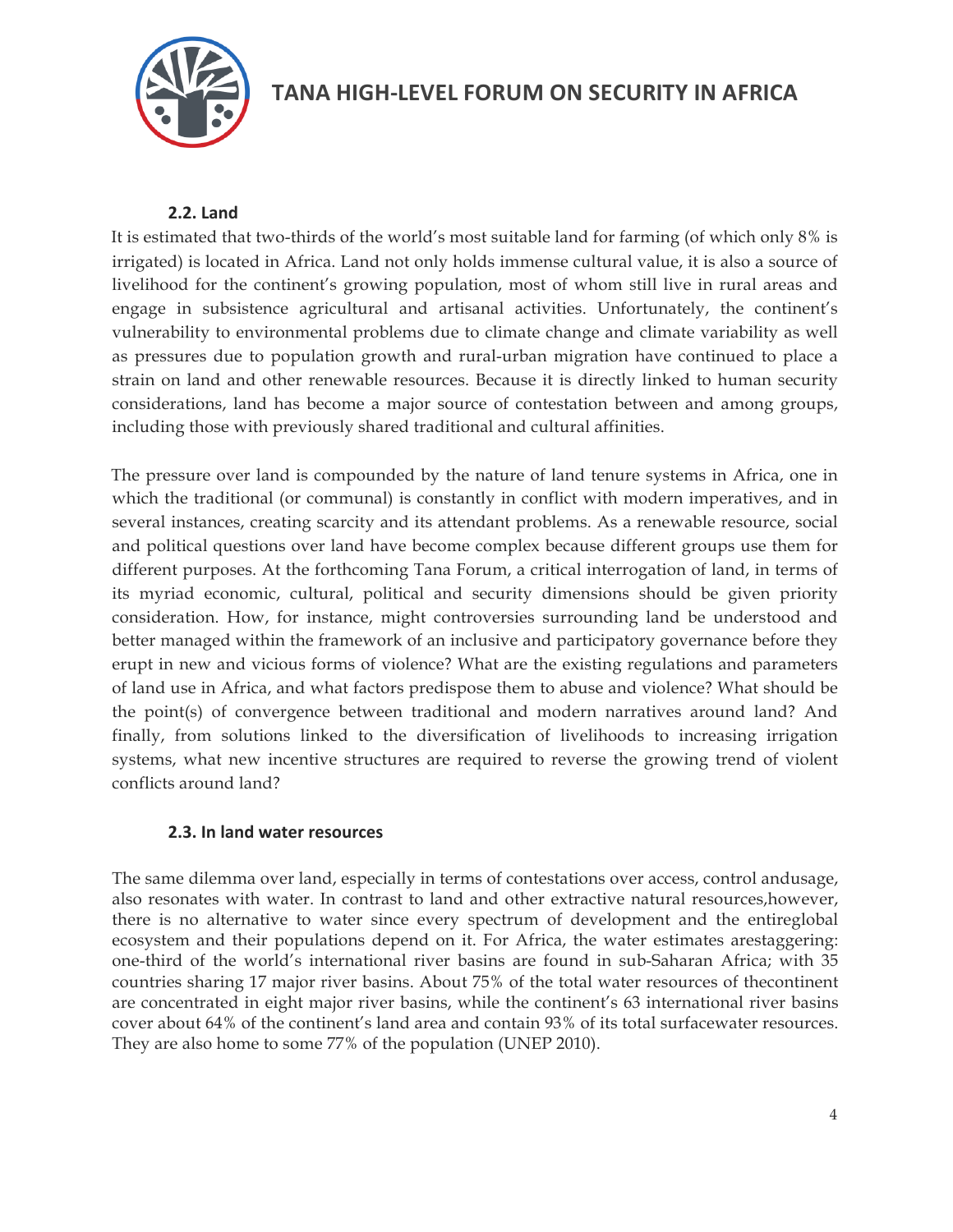### 2.2. Land

It is estimated that two-thirds of the world's most suitable land for farming (of which only 8% is irrigated) is located in Africa. Land not only holds immense cultural value, it is also a source of livelihood for the continent's growing population, most of whom still live in rural areas and engage in subsistence agricultural and artisanal activities. Unfortunately, the continent's vulnerability to environmental problems due to climate change and climate variability as well as pressures due to population growth and rural-urban migration have continued to place a strain on land and other renewable resources. Because it is directly linked to human security considerations, land has become a major source of contestation between and among groups, including those with previously shared traditional and cultural affinities.

The pressure over land is compounded by the nature of land tenure systems in Africa, one in which the traditional (or communal) is constantly in conflict with modern imperatives, and in several instances, creating scarcity and its attendant problems. As a renewable resource, social and political questions over land have become complex because different groups use them for different purposes. At the forthcoming Tana Forum, a critical interrogation of land, in terms of its myriad economic, cultural, political and security dimensions should be given priority consideration. How, for instance, might controversies surrounding land be understood and better managed within the framework of an inclusive and participatory governance before they erupt in new and vicious forms of violence? What are the existing regulations and parameters of land use in Africa, and what factors predispose them to abuse and violence? What should be the point(s) of convergence between traditional and modern narratives around land? And finally, from solutions linked to the diversification of livelihoods to increasing irrigation systems, what new incentive structures are required to reverse the growing trend of violent conflicts around land?

### 2.3. In land water resources

The same dilemma over land, especially in terms of contestations over access, control andusage, also resonates with water. In contrast to land and other extractive natural resources,however, there is no alternative to water since every spectrum of development and the entireglobal ecosystem and their populations depend on it. For Africa, the water estimates arestaggering: one-third of the world's international river basins are found in sub-Saharan Africa; with 35 countries sharing 17 major river basins. About 75% of the total water resources of thecontinent are concentrated in eight major river basins, while the continent's 63 international river basins cover about 64% of the continent's land area and contain 93% of its total surfacewater resources. They are also home to some 77% of the population (UNEP 2010).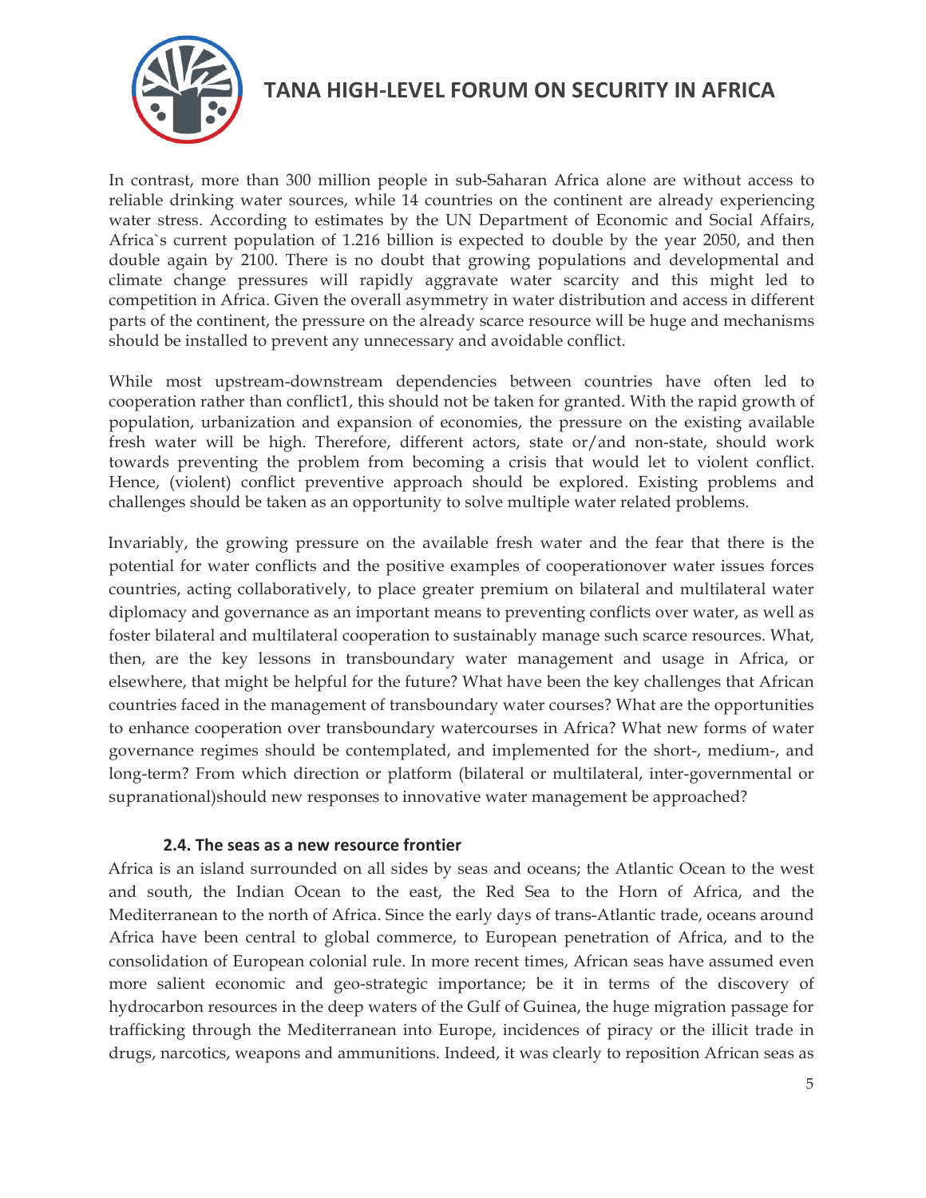In contrast, more than 300 million people in sub-Saharan Africa alone are without access to reliable drinking water sources, while 14 countries on the continent are already experiencing water stress. According to estimates by the UN Department of Economic and Social Affairs, Africa`s current population of 1.216 billion is expected to double by the year 2050, and then double again by 2100. There is no doubt that growing populations and developmental and climate change pressures will rapidly aggravate water scarcity and this might led to competition in Africa. Given the overall asymmetry in water distribution and access in different parts of the continent, the pressure on the already scarce resource will be huge and mechanisms should be installed to prevent any unnecessary and avoidable conflict.

While most upstream-downstream dependencies between countries have often led to cooperation rather than conflict[1], this should not be taken for granted. With the rapid growth of population, urbanization and expansion of economies, the pressure on the existing available fresh water will be high. Therefore, different actors, state or/and non-state, should work towards preventing the problem from becoming a crisis that would let to violent conflict. Hence, (violent) conflict preventive approach should be explored. Existing problems and challenges should be taken as an opportunity to solve multiple water related problems.

Invariably, the growing pressure on the available fresh water and the fear that there is the potential for water conflicts and the positive examples of cooperationover water issues forces countries, acting collaboratively, to place greater premium on bilateral and multilateral water diplomacy and governance as an important means to preventing conflicts over water, as well as foster bilateral and multilateral cooperation to sustainably manage such scarce resources. What, then, are the key lessons in transboundary water management and usage in Africa, or elsewhere, that might be helpful for the future? What have been the key challenges that African countries faced in the management of transboundary water courses? What are the opportunities to enhance cooperation over transboundary watercourses in Africa? What new forms of water governance regimes should be contemplated, and implemented for the short-, medium-, and long-term? From which direction or platform (bilateral or multilateral, inter-governmental or supranational)should new responses to innovative water management be approached?

### 2.4. The seas as a new resource frontier

Africa is an island surrounded on all sides by seas and oceans; the Atlantic Ocean to the west and south, the Indian Ocean to the east, the Red Sea to the Horn of Africa, and the Mediterranean to the north of Africa. Since the early days of trans-Atlantic trade, oceans around Africa have been central to global commerce, to European penetration of Africa, and to the consolidation of European colonial rule. In more recent times, African seas have assumed even more salient economic and geo-strategic importance; be it in terms of the discovery of hydrocarbon resources in the deep waters of the Gulf of Guinea, the huge migration passage for trafficking through the Mediterranean into Europe, incidences of piracy or the illicit trade in drugs, narcotics, weapons and ammunitions. Indeed, it was clearly to reposition African seas as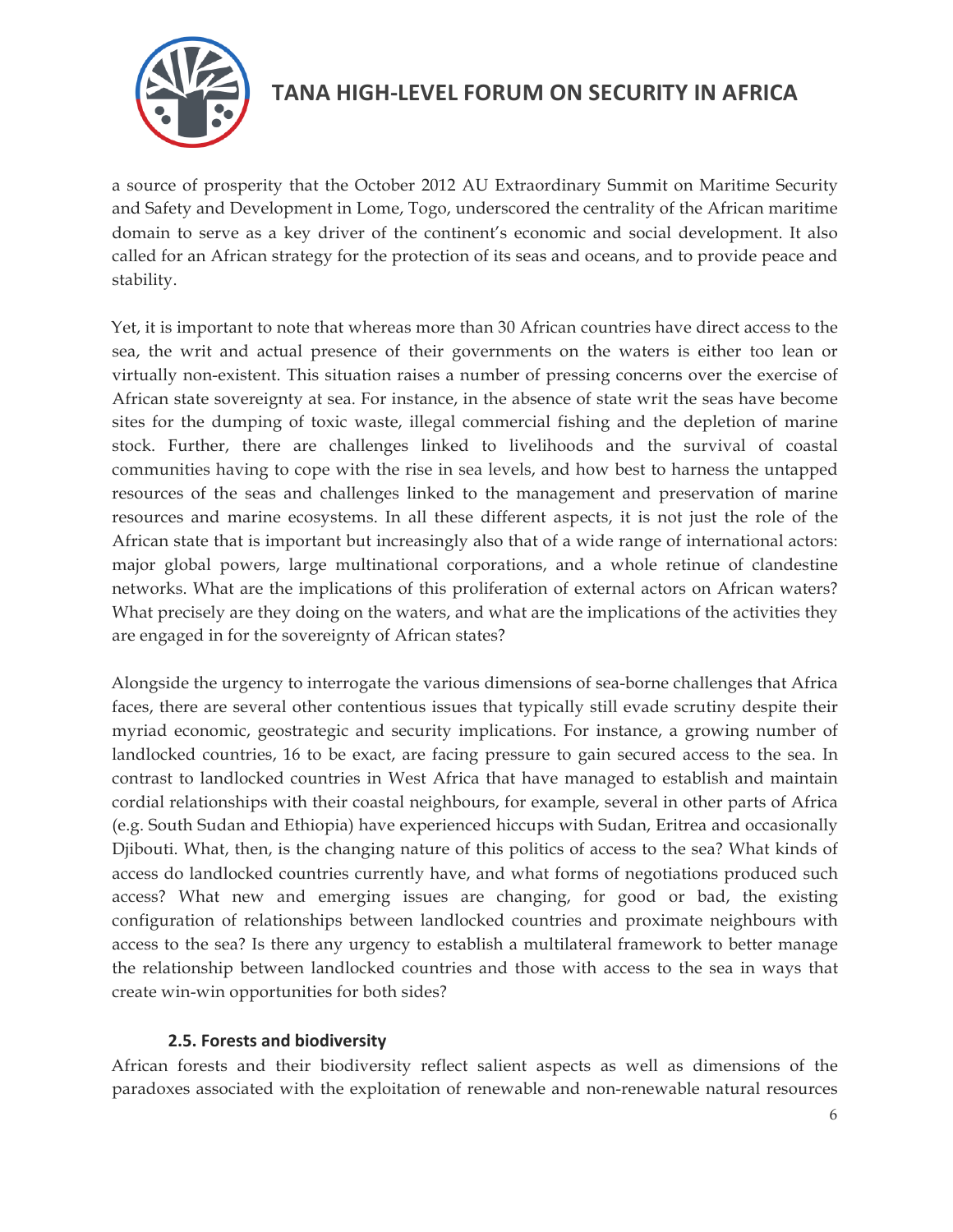a source of prosperity that the October 2012 AU Extraordinary Summit on Maritime Security and Safety and Development in Lome, Togo, underscored the centrality of the African maritime domain to serve as a key driver of the continent's economic and social development. It also called for an African strategy for the protection of its seas and oceans, and to provide peace and stability.

Yet, it is important to note that whereas more than 30 African countries have direct access to the sea, the writ and actual presence of their governments on the waters is either too lean or virtually non-existent. This situation raises a number of pressing concerns over the exercise of African state sovereignty at sea. For instance, in the absence of state writ the seas have become sites for the dumping of toxic waste, illegal commercial fishing and the depletion of marine stock. Further, there are challenges linked to livelihoods and the survival of coastal communities having to cope with the rise in sea levels, and how best to harness the untapped resources of the seas and challenges linked to the management and preservation of marine resources and marine ecosystems. In all these different aspects, it is not just the role of the African state that is important but increasingly also that of a wide range of international actors: major global powers, large multinational corporations, and a whole retinue of clandestine networks. What are the implications of this proliferation of external actors on African waters? What precisely are they doing on the waters, and what are the implications of the activities they are engaged in for the sovereignty of African states?

Alongside the urgency to interrogate the various dimensions of sea-borne challenges that Africa faces, there are several other contentious issues that typically still evade scrutiny despite their myriad economic, geostrategic and security implications. For instance, a growing number of landlocked countries, 16 to be exact, are facing pressure to gain secured access to the sea. In contrast to landlocked countries in West Africa that have managed to establish and maintain cordial relationships with their coastal neighbours, for example, several in other parts of Africa (e.g. South Sudan and Ethiopia) have experienced hiccups with Sudan, Eritrea and occasionally Djibouti. What, then, is the changing nature of this politics of access to the sea? What kinds of access do landlocked countries currently have, and what forms of negotiations produced such access? What new and emerging issues are changing, for good or bad, the existing configuration of relationships between landlocked countries and proximate neighbours with access to the sea? Is there any urgency to establish a multilateral framework to better manage the relationship between landlocked countries and those with access to the sea in ways that create win-win opportunities for both sides?

### 2.5. Forests and biodiversity

African forests and their biodiversity reflect salient aspects as well as dimensions of the paradoxes associated with the exploitation of renewable and non-renewable natural resources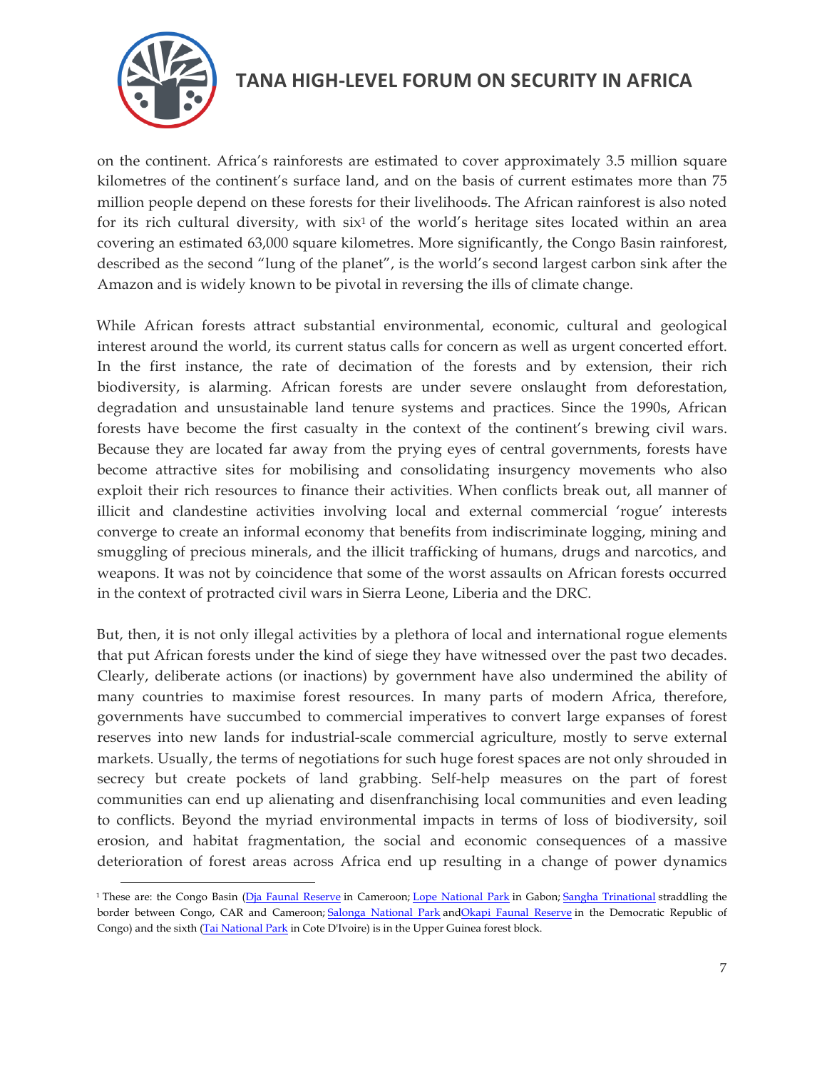on the continent. Africa's rainforests are estimated to cover approximately 3.5 million square kilometres of the continent's surface land, and on the basis of current estimates more than 75 million people depend on these forests for their livelihoods. The African rainforest is also noted for its rich cultural diversity, with six[1] of the world's heritage sites located within an area covering an estimated 63,000 square kilometres. More significantly, the Congo Basin rainforest, described as the second "lung of the planet", is the world's second largest carbon sink after the Amazon and is widely known to be pivotal in reversing the ills of climate change.

While African forests attract substantial environmental, economic, cultural and geological interest around the world, its current status calls for concern as well as urgent concerted effort. In the first instance, the rate of decimation of the forests and by extension, their rich biodiversity, is alarming. African forests are under severe onslaught from deforestation, degradation and unsustainable land tenure systems and practices. Since the 1990s, African forests have become the first casualty in the context of the continent's brewing civil wars. Because they are located far away from the prying eyes of central governments, forests have become attractive sites for mobilising and consolidating insurgency movements who also exploit their rich resources to finance their activities. When conflicts break out, all manner of illicit and clandestine activities involving local and external commercial 'rogue' interests converge to create an informal economy that benefits from indiscriminate logging, mining and smuggling of precious minerals, and the illicit trafficking of humans, drugs and narcotics, and weapons. It was not by coincidence that some of the worst assaults on African forests occurred in the context of protracted civil wars in Sierra Leone, Liberia and the DRC.

But, then, it is not only illegal activities by a plethora of local and international rogue elements that put African forests under the kind of siege they have witnessed over the past two decades. Clearly, deliberate actions (or inactions) by government have also undermined the ability of many countries to maximise forest resources. In many parts of modern Africa, therefore, governments have succumbed to commercial imperatives to convert large expanses of forest reserves into new lands for industrial-scale commercial agriculture, mostly to serve external markets. Usually, the terms of negotiations for such huge forest spaces are not only shrouded in secrecy but create pockets of land grabbing. Self-help measures on the part of forest communities can end up alienating and disenfranchising local communities and even leading to conflicts. Beyond the myriad environmental impacts in terms of loss of biodiversity, soil erosion, and habitat fragmentation, the social and economic consequences of a massive deterioration of forest areas across Africa end up resulting in a change of power dynamics

[1] These are: the Congo Basin (Dja Faunal Reserve in Cameroon; Lope National Park in Gabon; Sangha Trinational straddling the border between Congo, CAR and Cameroon; Salonga National Park andOkapi Faunal Reserve in the Democratic Republic of Congo) and the sixth (Tai National Park in Cote D'Ivoire) is in the Upper Guinea forest block.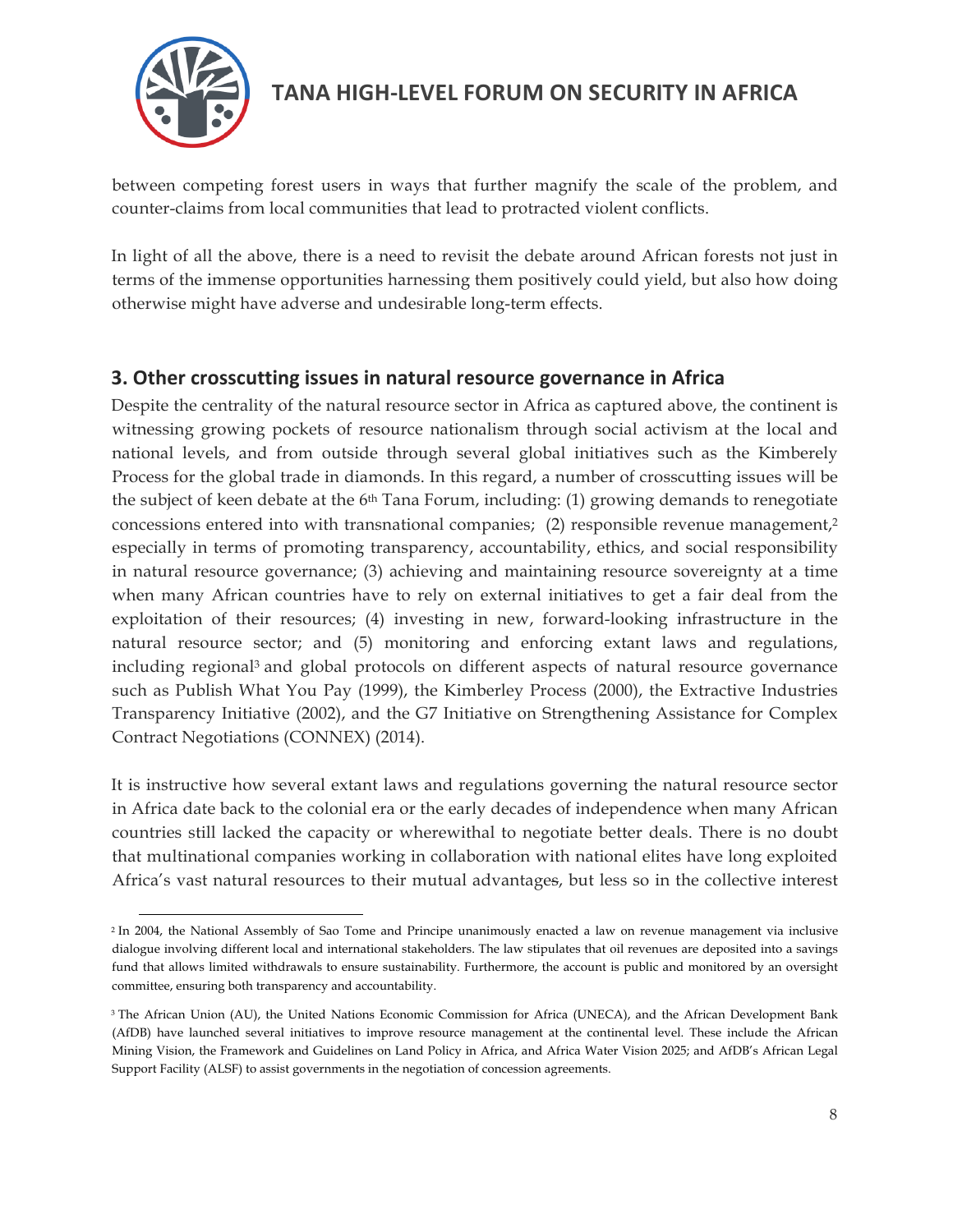between competing forest users in ways that further magnify the scale of the problem, and counter-claims from local communities that lead to protracted violent conflicts.

In light of all the above, there is a need to revisit the debate around African forests not just in terms of the immense opportunities harnessing them positively could yield, but also how doing otherwise might have adverse and undesirable long-term effects.

## 3. Other crosscutting issues in natural resource governance in Africa

Despite the centrality of the natural resource sector in Africa as captured above, the continent is witnessing growing pockets of resource nationalism through social activism at the local and national levels, and from outside through several global initiatives such as the Kimberely Process for the global trade in diamonds. In this regard, a number of crosscutting issues will be the subject of keen debate at the 6th Tana Forum, including: (1) growing demands to renegotiate concessions entered into with transnational companies; (2) responsible revenue management,[2] especially in terms of promoting transparency, accountability, ethics, and social responsibility in natural resource governance; (3) achieving and maintaining resource sovereignty at a time when many African countries have to rely on external initiatives to get a fair deal from the exploitation of their resources; (4) investing in new, forward-looking infrastructure in the natural resource sector; and (5) monitoring and enforcing extant laws and regulations, including regional[3] and global protocols on different aspects of natural resource governance such as Publish What You Pay (1999), the Kimberley Process (2000), the Extractive Industries Transparency Initiative (2002), and the G7 Initiative on Strengthening Assistance for Complex Contract Negotiations (CONNEX) (2014).

It is instructive how several extant laws and regulations governing the natural resource sector in Africa date back to the colonial era or the early decades of independence when many African countries still lacked the capacity or wherewithal to negotiate better deals. There is no doubt that multinational companies working in collaboration with national elites have long exploited Africa's vast natural resources to their mutual advantages, but less so in the collective interest

[2] In 2004, the National Assembly of Sao Tome and Principe unanimously enacted a law on revenue management via inclusive dialogue involving different local and international stakeholders. The law stipulates that oil revenues are deposited into a savings fund that allows limited withdrawals to ensure sustainability. Furthermore, the account is public and monitored by an oversight committee, ensuring both transparency and accountability.

[3] The African Union (AU), the United Nations Economic Commission for Africa (UNECA), and the African Development Bank (AfDB) have launched several initiatives to improve resource management at the continental level. These include the African Mining Vision, the Framework and Guidelines on Land Policy in Africa, and Africa Water Vision 2025; and AfDB's African Legal Support Facility (ALSF) to assist governments in the negotiation of concession agreements.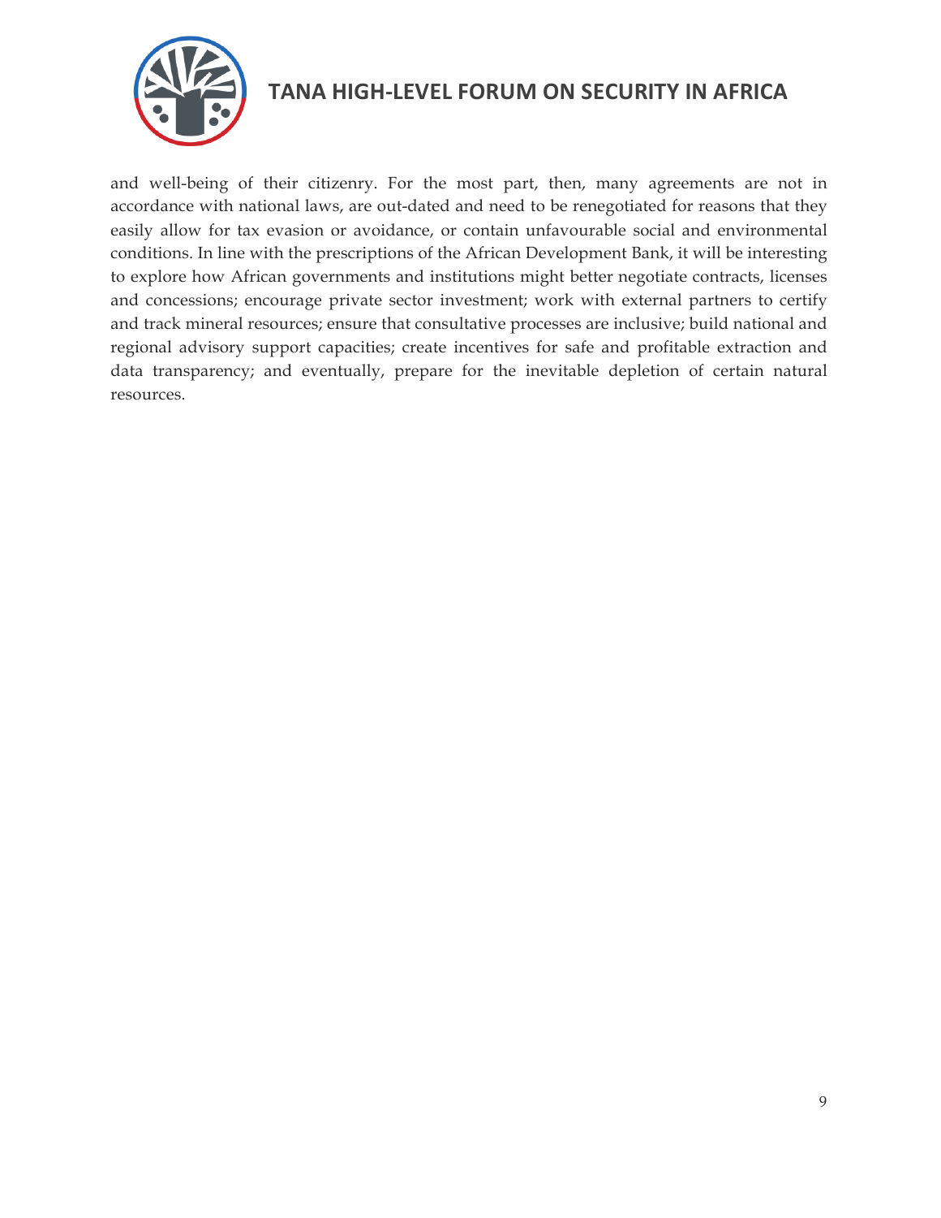and well-being of their citizenry. For the most part, then, many agreements are not in accordance with national laws, are out-dated and need to be renegotiated for reasons that they easily allow for tax evasion or avoidance, or contain unfavourable social and environmental conditions. In line with the prescriptions of the African Development Bank, it will be interesting to explore how African governments and institutions might better negotiate contracts, licenses and concessions; encourage private sector investment; work with external partners to certify and track mineral resources; ensure that consultative processes are inclusive; build national and regional advisory support capacities; create incentives for safe and profitable extraction and data transparency; and eventually, prepare for the inevitable depletion of certain natural resources.